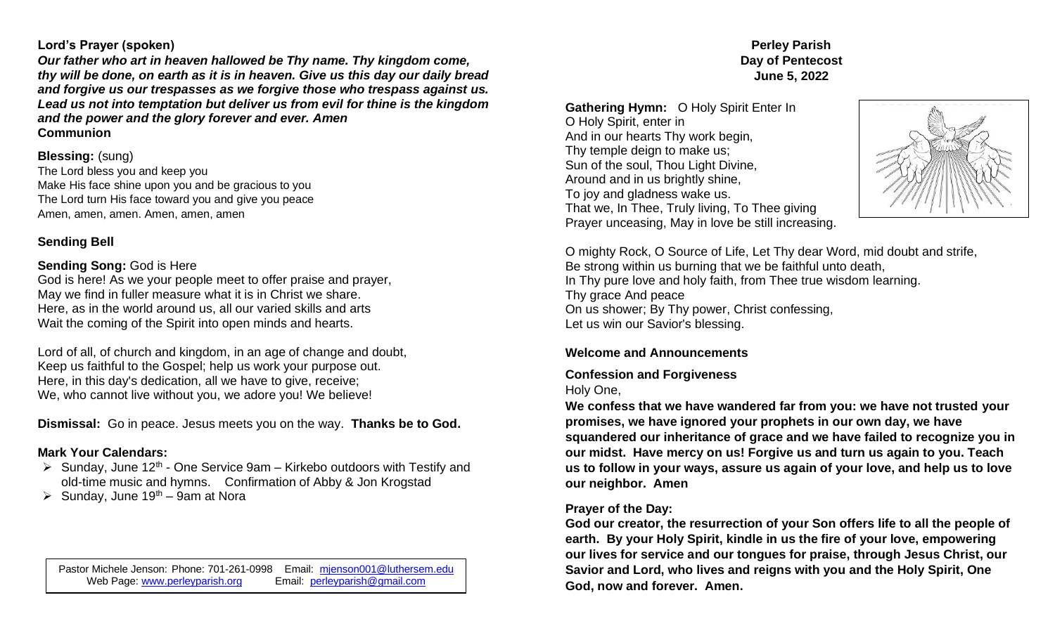**Lord's Prayer (spoken)**

***Our father who art in heaven hallowed be Thy name. Thy kingdom come, thy will be done, on earth as it is in heaven. Give us this day our daily bread and forgive us our trespasses as we forgive those who trespass against us. Lead us not into temptation but deliver us from evil for thine is the kingdom and the power and the glory forever and ever. Amen***

**Communion**

**Blessing:** (sung)

The Lord bless you and keep you
Make His face shine upon you and be gracious to you
The Lord turn His face toward you and give you peace
Amen, amen, amen. Amen, amen, amen

**Sending Bell**

**Sending Song:** God is Here

God is here! As we your people meet to offer praise and prayer,
May we find in fuller measure what it is in Christ we share.
Here, as in the world around us, all our varied skills and arts
Wait the coming of the Spirit into open minds and hearts.

Lord of all, of church and kingdom, in an age of change and doubt,
Keep us faithful to the Gospel; help us work your purpose out.
Here, in this day's dedication, all we have to give, receive;
We, who cannot live without you, we adore you! We believe!

**Dismissal:** Go in peace. Jesus meets you on the way. **Thanks be to God.**

**Mark Your Calendars:**

- Sunday, June 12th - One Service 9am – Kirkebo outdoors with Testify and old-time music and hymns. Confirmation of Abby & Jon Krogstad
- Sunday, June 19th – 9am at Nora

Pastor Michele Jenson: Phone: 701-261-0998 Email: mjenson001@luthersem.edu
Web Page: www.perleyparish.org Email: perleyparish@gmail.com

**Perley Parish**
**Day of Pentecost**
**June 5, 2022**

**Gathering Hymn:** O Holy Spirit Enter In

O Holy Spirit, enter in
And in our hearts Thy work begin,
Thy temple deign to make us;
Sun of the soul, Thou Light Divine,
Around and in us brightly shine,
To joy and gladness wake us.
That we, In Thee, Truly living, To Thee giving
Prayer unceasing, May in love be still increasing.

O mighty Rock, O Source of Life, Let Thy dear Word, mid doubt and strife,
Be strong within us burning that we be faithful unto death,
In Thy pure love and holy faith, from Thee true wisdom learning.
Thy grace And peace
On us shower; By Thy power, Christ confessing,
Let us win our Savior's blessing.

**Welcome and Announcements**

**Confession and Forgiveness**

Holy One,

**We confess that we have wandered far from you: we have not trusted your promises, we have ignored your prophets in our own day, we have squandered our inheritance of grace and we have failed to recognize you in our midst. Have mercy on us! Forgive us and turn us again to you. Teach us to follow in your ways, assure us again of your love, and help us to love our neighbor. Amen**

**Prayer of the Day:**

**God our creator, the resurrection of your Son offers life to all the people of earth. By your Holy Spirit, kindle in us the fire of your love, empowering our lives for service and our tongues for praise, through Jesus Christ, our Savior and Lord, who lives and reigns with you and the Holy Spirit, One God, now and forever. Amen.**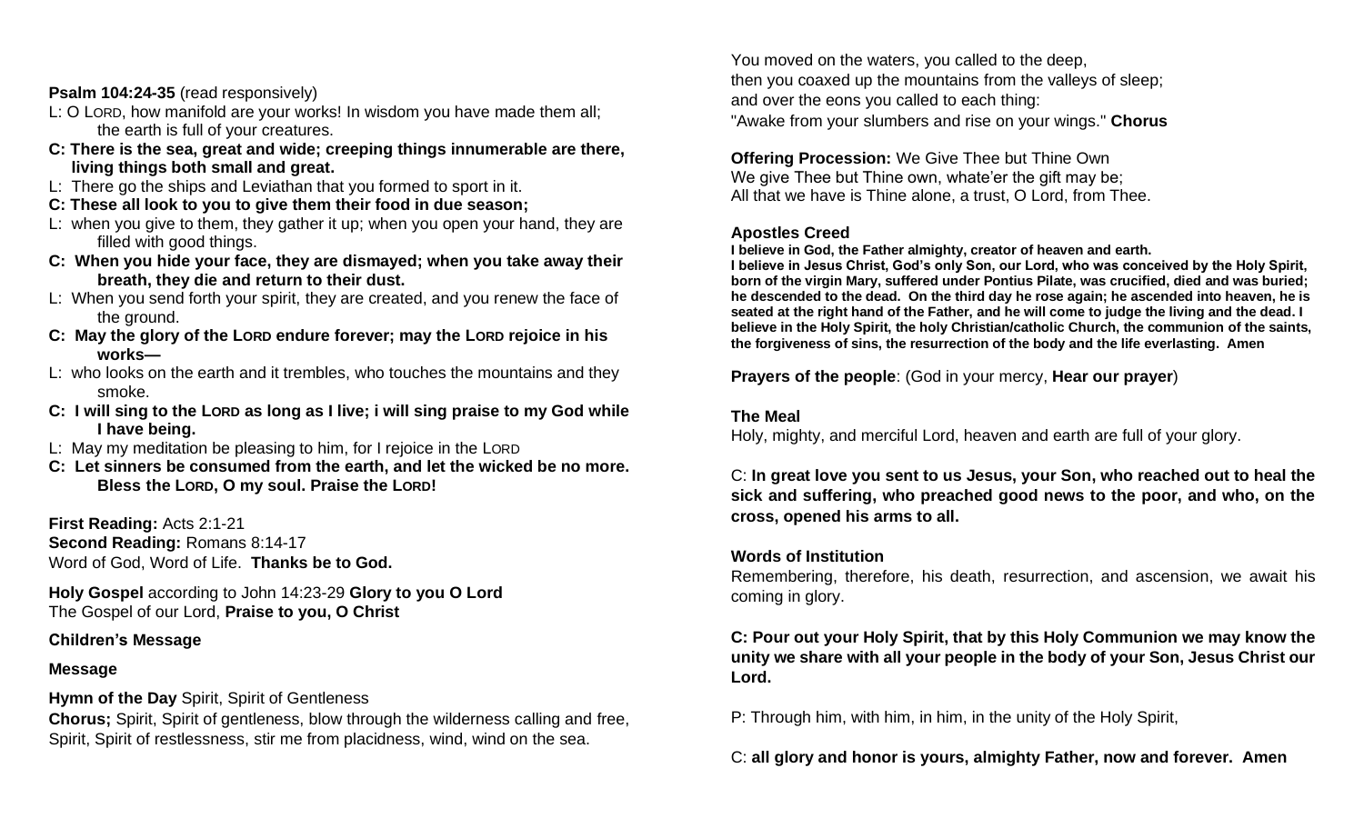**Psalm 104:24-35** (read responsively)

L: O LORD, how manifold are your works! In wisdom you have made them all; the earth is full of your creatures.

**C: There is the sea, great and wide; creeping things innumerable are there, living things both small and great.**

L: There go the ships and Leviathan that you formed to sport in it.

**C: These all look to you to give them their food in due season;**

L: when you give to them, they gather it up; when you open your hand, they are filled with good things.

**C: When you hide your face, they are dismayed; when you take away their breath, they die and return to their dust.**

L: When you send forth your spirit, they are created, and you renew the face of the ground.

**C: May the glory of the LORD endure forever; may the LORD rejoice in his works—**

L: who looks on the earth and it trembles, who touches the mountains and they smoke.

**C: I will sing to the LORD as long as I live; i will sing praise to my God while I have being.**

L: May my meditation be pleasing to him, for I rejoice in the LORD

**C: Let sinners be consumed from the earth, and let the wicked be no more. Bless the LORD, O my soul. Praise the LORD!**

**First Reading:** Acts 2:1-21
**Second Reading:** Romans 8:14-17
Word of God, Word of Life. **Thanks be to God.**

**Holy Gospel** according to John 14:23-29 **Glory to you O Lord**
The Gospel of our Lord, **Praise to you, O Christ**

**Children's Message**

**Message**

**Hymn of the Day** Spirit, Spirit of Gentleness
**Chorus;** Spirit, Spirit of gentleness, blow through the wilderness calling and free, Spirit, Spirit of restlessness, stir me from placidness, wind, wind on the sea.

You moved on the waters, you called to the deep,
then you coaxed up the mountains from the valleys of sleep;
and over the eons you called to each thing:
"Awake from your slumbers and rise on your wings." **Chorus**

**Offering Procession:** We Give Thee but Thine Own
We give Thee but Thine own, whate'er the gift may be;
All that we have is Thine alone, a trust, O Lord, from Thee.

**Apostles Creed**

**I believe in God, the Father almighty, creator of heaven and earth.**
**I believe in Jesus Christ, God's only Son, our Lord, who was conceived by the Holy Spirit, born of the virgin Mary, suffered under Pontius Pilate, was crucified, died and was buried; he descended to the dead. On the third day he rose again; he ascended into heaven, he is seated at the right hand of the Father, and he will come to judge the living and the dead. I believe in the Holy Spirit, the holy Christian/catholic Church, the communion of the saints, the forgiveness of sins, the resurrection of the body and the life everlasting. Amen**

**Prayers of the people**: (God in your mercy, **Hear our prayer**)

**The Meal**

Holy, mighty, and merciful Lord, heaven and earth are full of your glory.

C: **In great love you sent to us Jesus, your Son, who reached out to heal the sick and suffering, who preached good news to the poor, and who, on the cross, opened his arms to all.**

**Words of Institution**

Remembering, therefore, his death, resurrection, and ascension, we await his coming in glory.

**C: Pour out your Holy Spirit, that by this Holy Communion we may know the unity we share with all your people in the body of your Son, Jesus Christ our Lord.**

P: Through him, with him, in him, in the unity of the Holy Spirit,

C: **all glory and honor is yours, almighty Father, now and forever. Amen**